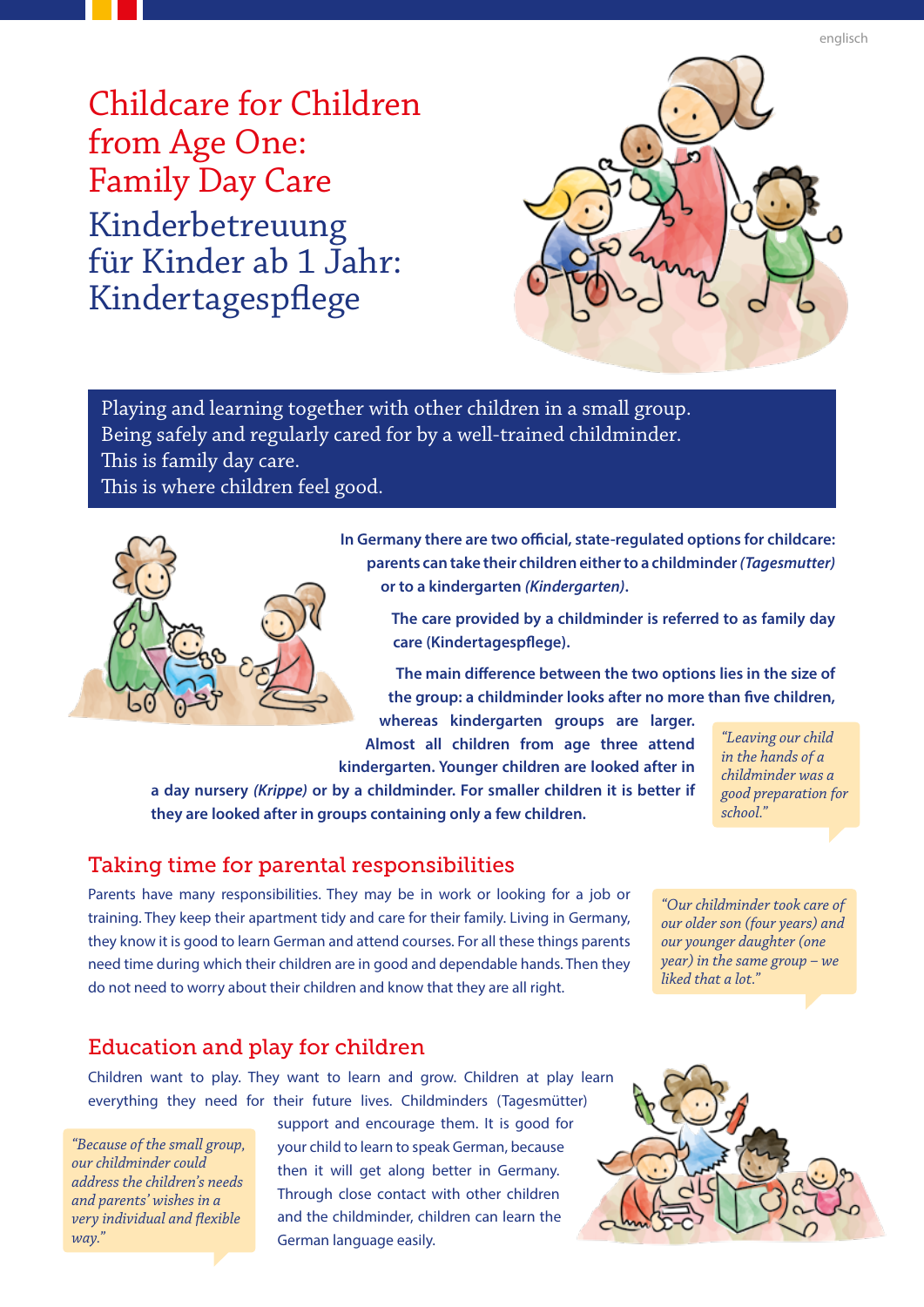englisch

# Childcare for Children from Age One: Family Day Care

# Kinderbetreuung für Kinder ab 1 Jahr: Kindertagespflege

Playing and learning together with other children in a small group.
Being safely and regularly cared for by a well-trained childminder.
This is family day care.
This is where children feel good.

**In Germany there are two official, state-regulated options for childcare: parents can take their children either to a childminder *(Tagesmutter)* or to a kindergarten *(Kindergarten)*.**

**The care provided by a childminder is referred to as family day care (Kindertagespflege).**

**The main difference between the two options lies in the size of the group: a childminder looks after no more than five children, whereas kindergarten groups are larger. Almost all children from age three attend kindergarten. Younger children are looked after in a day nursery *(Krippe)* or by a childminder. For smaller children it is better if they are looked after in groups containing only a few children.**

*"Leaving our child in the hands of a childminder was a good preparation for school."*

## Taking time for parental responsibilities

Parents have many responsibilities. They may be in work or looking for a job or training. They keep their apartment tidy and care for their family. Living in Germany, they know it is good to learn German and attend courses. For all these things parents need time during which their children are in good and dependable hands. Then they do not need to worry about their children and know that they are all right.

*"Our childminder took care of our older son (four years) and our younger daughter (one year) in the same group – we liked that a lot."*

## Education and play for children

Children want to play. They want to learn and grow. Children at play learn everything they need for their future lives. Childminders (Tagesmütter) support and encourage them. It is good for your child to learn to speak German, because then it will get along better in Germany. Through close contact with other children and the childminder, children can learn the German language easily.

*"Because of the small group, our childminder could address the children's needs and parents' wishes in a very individual and flexible way."*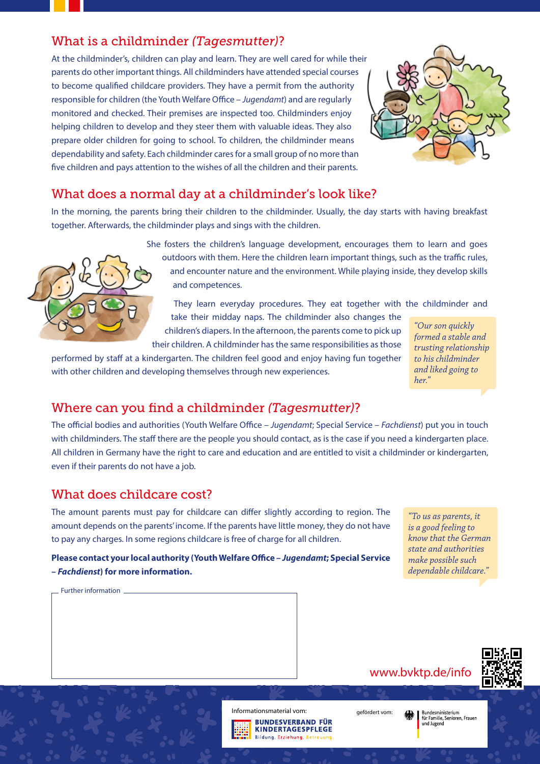## What is a childminder *(Tagesmutter)*?

At the childminder's, children can play and learn. They are well cared for while their parents do other important things. All childminders have attended special courses to become qualified childcare providers. They have a permit from the authority responsible for children (the Youth Welfare Office – *Jugendamt*) and are regularly monitored and checked. Their premises are inspected too. Childminders enjoy helping children to develop and they steer them with valuable ideas. They also prepare older children for going to school. To children, the childminder means dependability and safety. Each childminder cares for a small group of no more than five children and pays attention to the wishes of all the children and their parents.

## What does a normal day at a childminder's look like?

In the morning, the parents bring their children to the childminder. Usually, the day starts with having breakfast together. Afterwards, the childminder plays and sings with the children.

She fosters the children's language development, encourages them to learn and goes outdoors with them. Here the children learn important things, such as the traffic rules, and encounter nature and the environment. While playing inside, they develop skills and competences.

They learn everyday procedures. They eat together with the childminder and take their midday naps. The childminder also changes the children's diapers. In the afternoon, the parents come to pick up their children. A childminder has the same responsibilities as those performed by staff at a kindergarten. The children feel good and enjoy having fun together with other children and developing themselves through new experiences.

*"Our son quickly formed a stable and trusting relationship to his childminder and liked going to her."*

## Where can you find a childminder *(Tagesmutter)*?

The official bodies and authorities (Youth Welfare Office – *Jugendamt*; Special Service – *Fachdienst*) put you in touch with childminders. The staff there are the people you should contact, as is the case if you need a kindergarten place. All children in Germany have the right to care and education and are entitled to visit a childminder or kindergarten, even if their parents do not have a job.

## What does childcare cost?

The amount parents must pay for childcare can differ slightly according to region. The amount depends on the parents' income. If the parents have little money, they do not have to pay any charges. In some regions childcare is free of charge for all children.

**Please contact your local authority (Youth Welfare Office – *Jugendamt*; Special Service – *Fachdienst*) for more information.**

*"To us as parents, it is a good feeling to know that the German state and authorities make possible such dependable childcare."*

Further information

www.bvktp.de/info

Informationsmaterial vom:

BUNDESVERBAND FÜR KINDERTAGESPFLEGE
Bildung. Erziehung. Betreuung.

gefördert vom:

Bundesministerium für Familie, Senioren, Frauen und Jugend